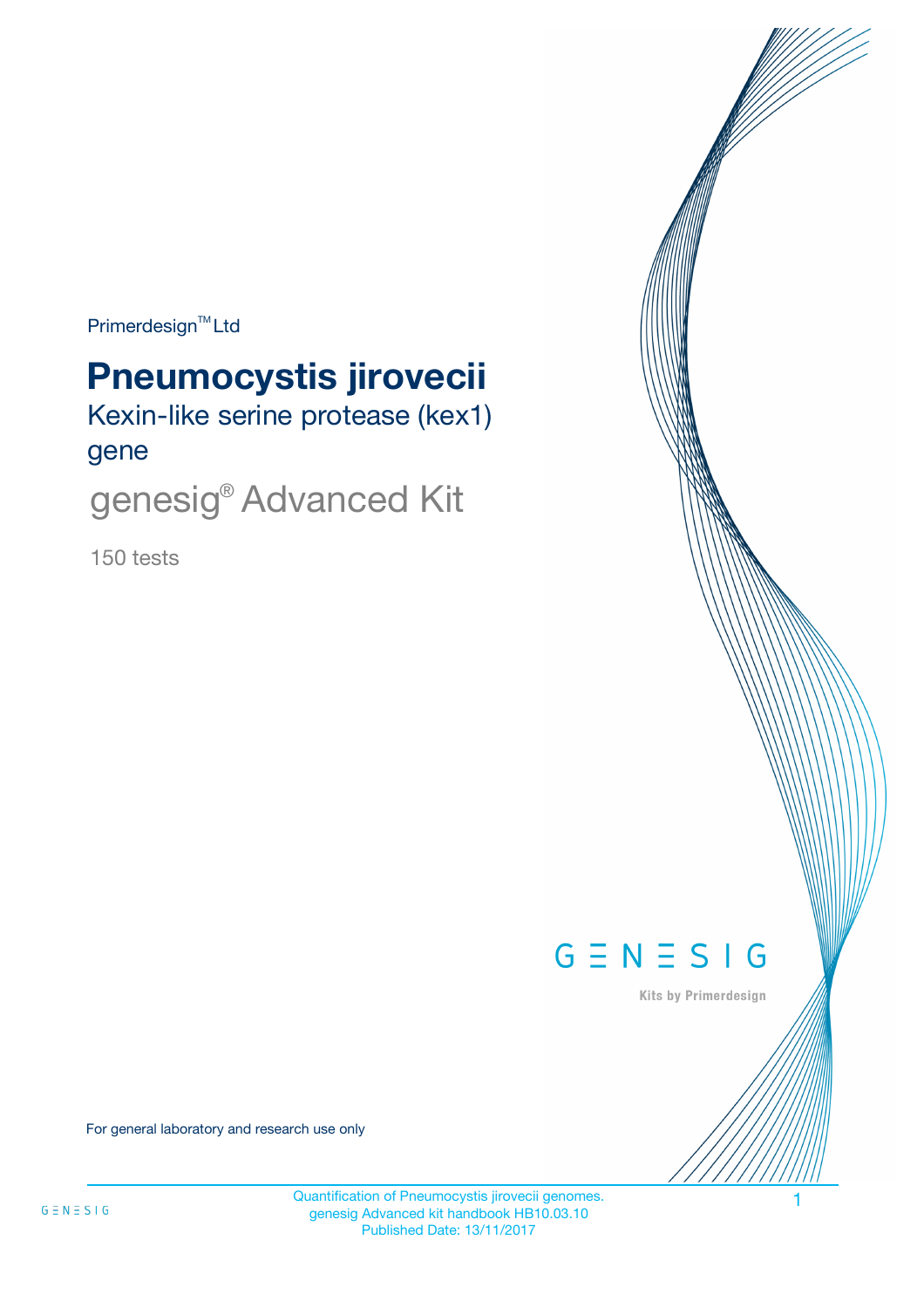Primerdesign™ Ltd

# Pneumocystis jirovecii

## Kexin-like serine protease (kex1) gene

## genesig® Advanced Kit

150 tests

GENESIG

Kits by Primerdesign

For general laboratory and research use only

Quantification of Pneumocystis jirovecii genomes.
genesig Advanced kit handbook HB10.03.10
Published Date: 13/11/2017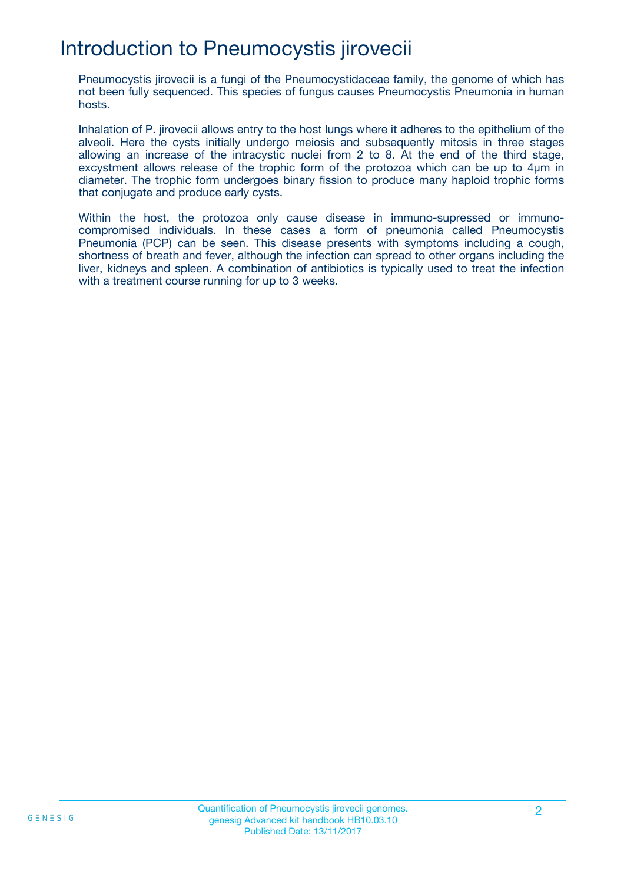# Introduction to Pneumocystis jirovecii

Pneumocystis jirovecii is a fungi of the Pneumocystidaceae family, the genome of which has not been fully sequenced. This species of fungus causes Pneumocystis Pneumonia in human hosts.

Inhalation of P. jirovecii allows entry to the host lungs where it adheres to the epithelium of the alveoli. Here the cysts initially undergo meiosis and subsequently mitosis in three stages allowing an increase of the intracystic nuclei from 2 to 8. At the end of the third stage, excystment allows release of the trophic form of the protozoa which can be up to 4µm in diameter. The trophic form undergoes binary fission to produce many haploid trophic forms that conjugate and produce early cysts.

Within the host, the protozoa only cause disease in immuno-supressed or immuno-compromised individuals. In these cases a form of pneumonia called Pneumocystis Pneumonia (PCP) can be seen. This disease presents with symptoms including a cough, shortness of breath and fever, although the infection can spread to other organs including the liver, kidneys and spleen. A combination of antibiotics is typically used to treat the infection with a treatment course running for up to 3 weeks.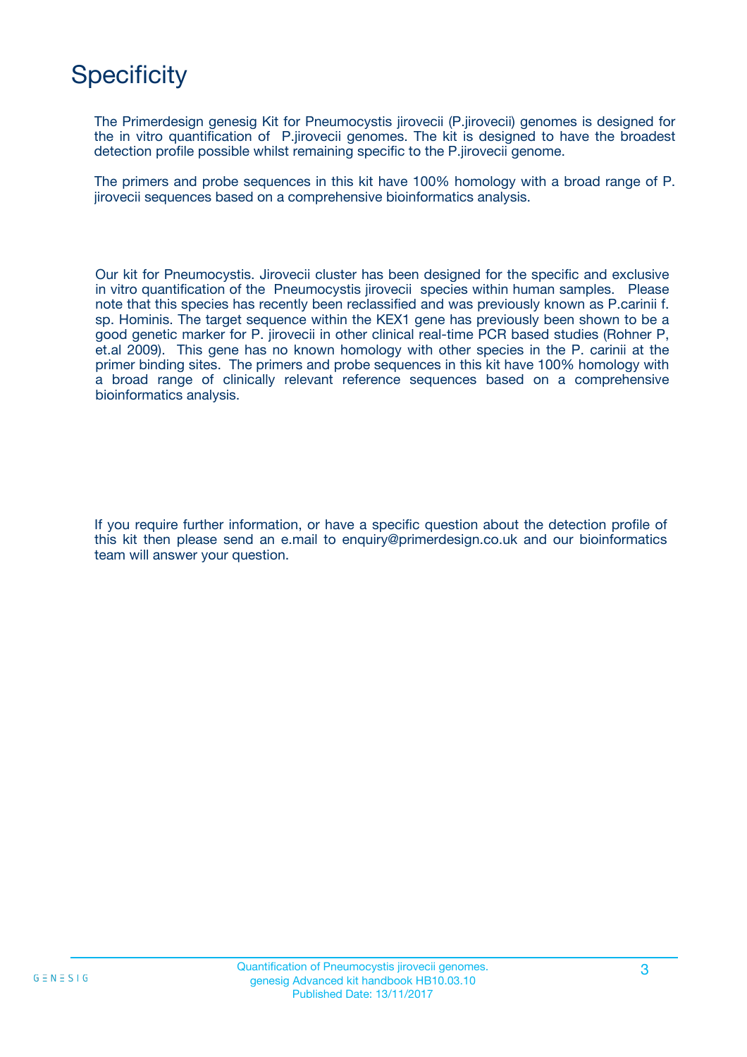# Specificity

The Primerdesign genesig Kit for Pneumocystis jirovecii (P.jirovecii) genomes is designed for the in vitro quantification of P.jirovecii genomes. The kit is designed to have the broadest detection profile possible whilst remaining specific to the P.jirovecii genome.

The primers and probe sequences in this kit have 100% homology with a broad range of P. jirovecii sequences based on a comprehensive bioinformatics analysis.

Our kit for Pneumocystis. Jirovecii cluster has been designed for the specific and exclusive in vitro quantification of the Pneumocystis jirovecii species within human samples. Please note that this species has recently been reclassified and was previously known as P.carinii f. sp. Hominis. The target sequence within the KEX1 gene has previously been shown to be a good genetic marker for P. jirovecii in other clinical real-time PCR based studies (Rohner P, et.al 2009). This gene has no known homology with other species in the P. carinii at the primer binding sites. The primers and probe sequences in this kit have 100% homology with a broad range of clinically relevant reference sequences based on a comprehensive bioinformatics analysis.

If you require further information, or have a specific question about the detection profile of this kit then please send an e.mail to enquiry@primerdesign.co.uk and our bioinformatics team will answer your question.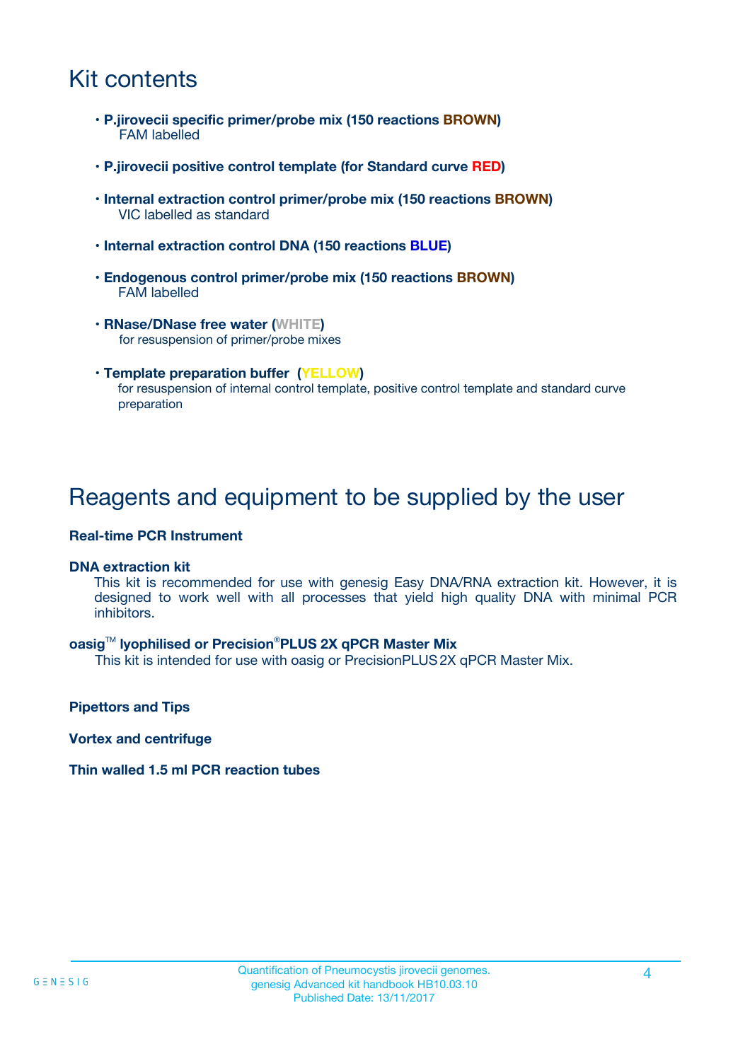# Kit contents

- **P.jirovecii specific primer/probe mix (150 reactions BROWN)**
  FAM labelled
- **P.jirovecii positive control template (for Standard curve RED)**
- **Internal extraction control primer/probe mix (150 reactions BROWN)**
  VIC labelled as standard
- **Internal extraction control DNA (150 reactions BLUE)**
- **Endogenous control primer/probe mix (150 reactions BROWN)**
  FAM labelled
- **RNase/DNase free water (WHITE)**
  for resuspension of primer/probe mixes
- **Template preparation buffer (YELLOW)**
  for resuspension of internal control template, positive control template and standard curve preparation

# Reagents and equipment to be supplied by the user

**Real-time PCR Instrument**

**DNA extraction kit**

This kit is recommended for use with genesig Easy DNA/RNA extraction kit. However, it is designed to work well with all processes that yield high quality DNA with minimal PCR inhibitors.

**oasig™ lyophilised or Precision®PLUS 2X qPCR Master Mix**

This kit is intended for use with oasig or PrecisionPLUS 2X qPCR Master Mix.

**Pipettors and Tips**

**Vortex and centrifuge**

**Thin walled 1.5 ml PCR reaction tubes**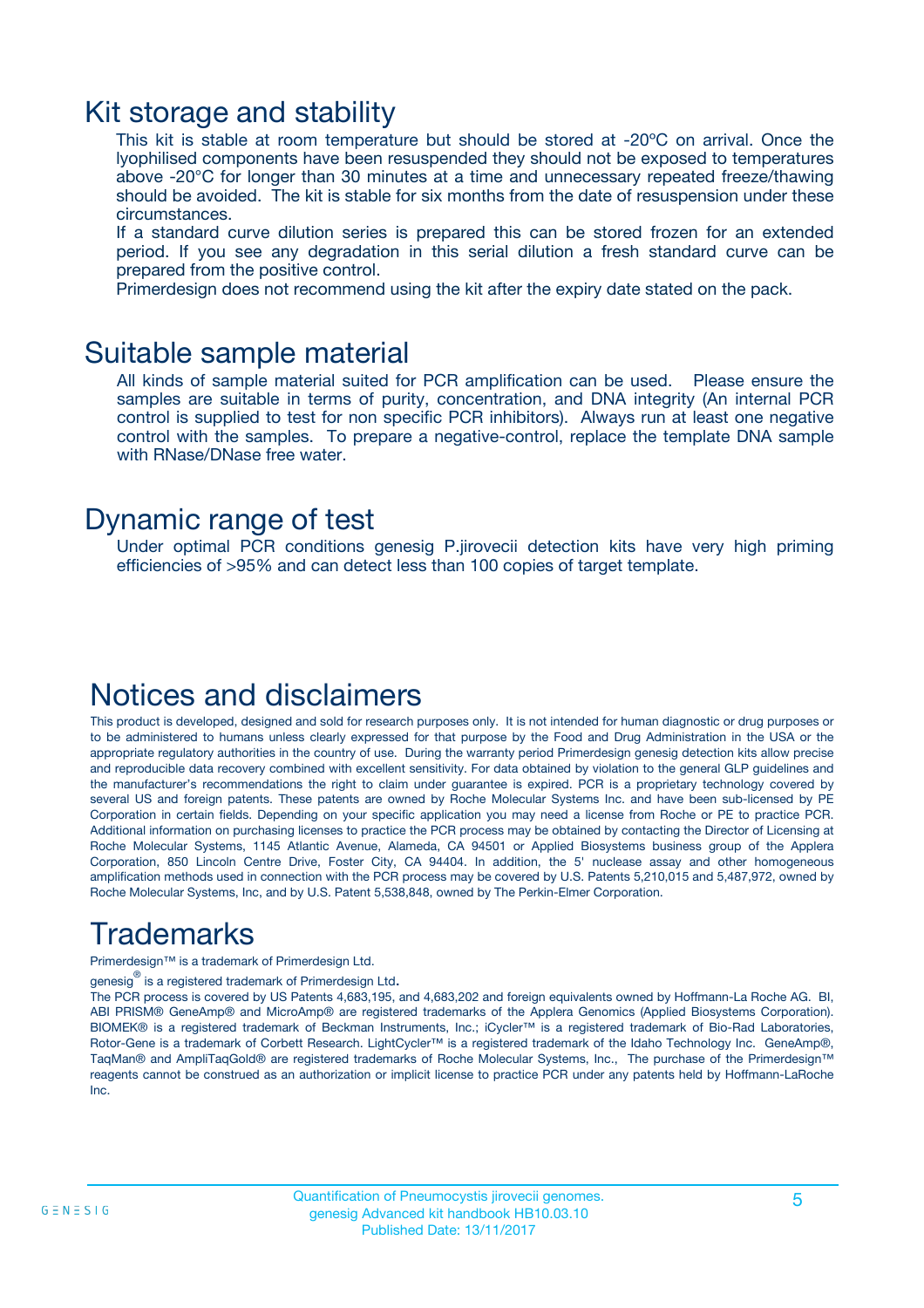# Kit storage and stability

This kit is stable at room temperature but should be stored at -20ºC on arrival. Once the lyophilised components have been resuspended they should not be exposed to temperatures above -20°C for longer than 30 minutes at a time and unnecessary repeated freeze/thawing should be avoided. The kit is stable for six months from the date of resuspension under these circumstances.

If a standard curve dilution series is prepared this can be stored frozen for an extended period. If you see any degradation in this serial dilution a fresh standard curve can be prepared from the positive control.

Primerdesign does not recommend using the kit after the expiry date stated on the pack.

# Suitable sample material

All kinds of sample material suited for PCR amplification can be used. Please ensure the samples are suitable in terms of purity, concentration, and DNA integrity (An internal PCR control is supplied to test for non specific PCR inhibitors). Always run at least one negative control with the samples. To prepare a negative-control, replace the template DNA sample with RNase/DNase free water.

# Dynamic range of test

Under optimal PCR conditions genesig P.jirovecii detection kits have very high priming efficiencies of >95% and can detect less than 100 copies of target template.

# Notices and disclaimers

This product is developed, designed and sold for research purposes only. It is not intended for human diagnostic or drug purposes or to be administered to humans unless clearly expressed for that purpose by the Food and Drug Administration in the USA or the appropriate regulatory authorities in the country of use. During the warranty period Primerdesign genesig detection kits allow precise and reproducible data recovery combined with excellent sensitivity. For data obtained by violation to the general GLP guidelines and the manufacturer's recommendations the right to claim under guarantee is expired. PCR is a proprietary technology covered by several US and foreign patents. These patents are owned by Roche Molecular Systems Inc. and have been sub-licensed by PE Corporation in certain fields. Depending on your specific application you may need a license from Roche or PE to practice PCR. Additional information on purchasing licenses to practice the PCR process may be obtained by contacting the Director of Licensing at Roche Molecular Systems, 1145 Atlantic Avenue, Alameda, CA 94501 or Applied Biosystems business group of the Applera Corporation, 850 Lincoln Centre Drive, Foster City, CA 94404. In addition, the 5' nuclease assay and other homogeneous amplification methods used in connection with the PCR process may be covered by U.S. Patents 5,210,015 and 5,487,972, owned by Roche Molecular Systems, Inc, and by U.S. Patent 5,538,848, owned by The Perkin-Elmer Corporation.

# Trademarks

Primerdesign™ is a trademark of Primerdesign Ltd.

genesig® is a registered trademark of Primerdesign Ltd.

The PCR process is covered by US Patents 4,683,195, and 4,683,202 and foreign equivalents owned by Hoffmann-La Roche AG. BI, ABI PRISM® GeneAmp® and MicroAmp® are registered trademarks of the Applera Genomics (Applied Biosystems Corporation). BIOMEK® is a registered trademark of Beckman Instruments, Inc.; iCycler™ is a registered trademark of Bio-Rad Laboratories, Rotor-Gene is a trademark of Corbett Research. LightCycler™ is a registered trademark of the Idaho Technology Inc. GeneAmp®, TaqMan® and AmpliTaqGold® are registered trademarks of Roche Molecular Systems, Inc., The purchase of the Primerdesign™ reagents cannot be construed as an authorization or implicit license to practice PCR under any patents held by Hoffmann-LaRoche Inc.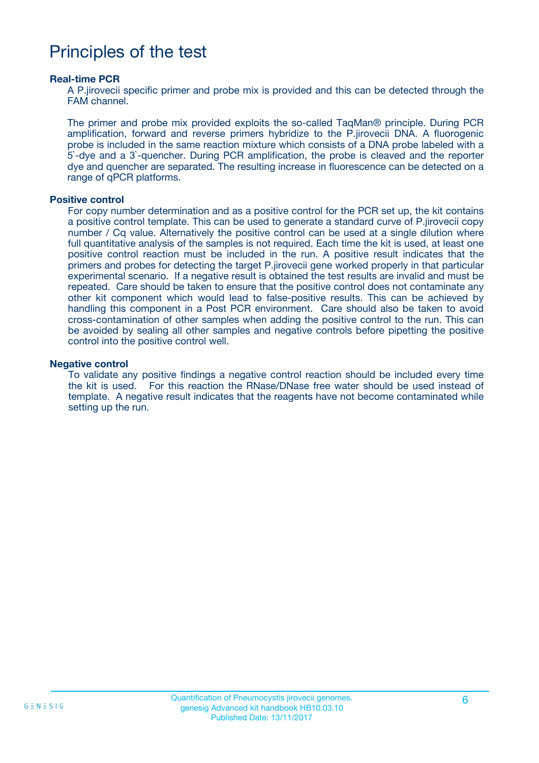# Principles of the test

### Real-time PCR

A P.jirovecii specific primer and probe mix is provided and this can be detected through the FAM channel.

The primer and probe mix provided exploits the so-called TaqMan® principle. During PCR amplification, forward and reverse primers hybridize to the P.jirovecii DNA. A fluorogenic probe is included in the same reaction mixture which consists of a DNA probe labeled with a 5`-dye and a 3`-quencher. During PCR amplification, the probe is cleaved and the reporter dye and quencher are separated. The resulting increase in fluorescence can be detected on a range of qPCR platforms.

### Positive control

For copy number determination and as a positive control for the PCR set up, the kit contains a positive control template. This can be used to generate a standard curve of P.jirovecii copy number / Cq value. Alternatively the positive control can be used at a single dilution where full quantitative analysis of the samples is not required. Each time the kit is used, at least one positive control reaction must be included in the run. A positive result indicates that the primers and probes for detecting the target P.jirovecii gene worked properly in that particular experimental scenario. If a negative result is obtained the test results are invalid and must be repeated. Care should be taken to ensure that the positive control does not contaminate any other kit component which would lead to false-positive results. This can be achieved by handling this component in a Post PCR environment. Care should also be taken to avoid cross-contamination of other samples when adding the positive control to the run. This can be avoided by sealing all other samples and negative controls before pipetting the positive control into the positive control well.

### Negative control

To validate any positive findings a negative control reaction should be included every time the kit is used. For this reaction the RNase/DNase free water should be used instead of template. A negative result indicates that the reagents have not become contaminated while setting up the run.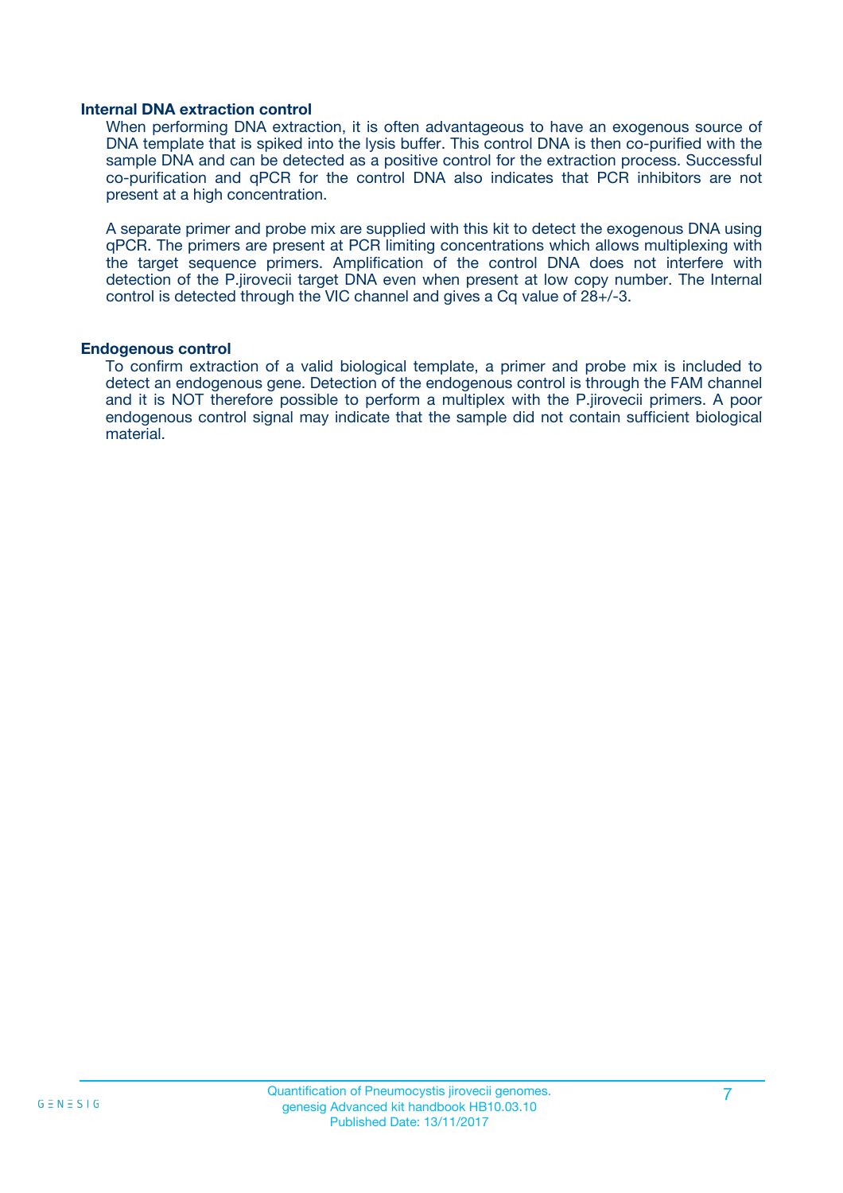### Internal DNA extraction control

When performing DNA extraction, it is often advantageous to have an exogenous source of DNA template that is spiked into the lysis buffer. This control DNA is then co-purified with the sample DNA and can be detected as a positive control for the extraction process. Successful co-purification and qPCR for the control DNA also indicates that PCR inhibitors are not present at a high concentration.

A separate primer and probe mix are supplied with this kit to detect the exogenous DNA using qPCR. The primers are present at PCR limiting concentrations which allows multiplexing with the target sequence primers. Amplification of the control DNA does not interfere with detection of the P.jirovecii target DNA even when present at low copy number. The Internal control is detected through the VIC channel and gives a Cq value of 28+/-3.

### Endogenous control

To confirm extraction of a valid biological template, a primer and probe mix is included to detect an endogenous gene. Detection of the endogenous control is through the FAM channel and it is NOT therefore possible to perform a multiplex with the P.jirovecii primers. A poor endogenous control signal may indicate that the sample did not contain sufficient biological material.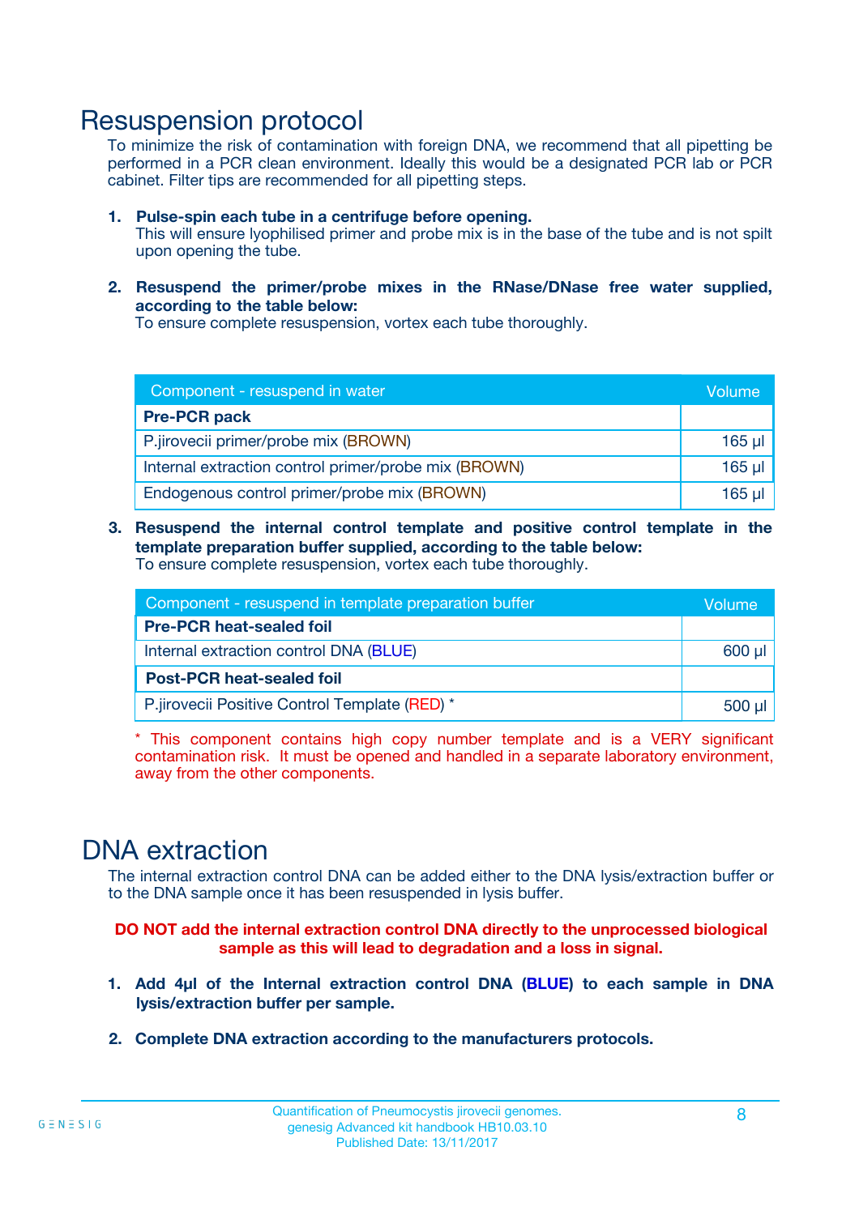# Resuspension protocol

To minimize the risk of contamination with foreign DNA, we recommend that all pipetting be performed in a PCR clean environment. Ideally this would be a designated PCR lab or PCR cabinet. Filter tips are recommended for all pipetting steps.

1. **Pulse-spin each tube in a centrifuge before opening.**
   This will ensure lyophilised primer and probe mix is in the base of the tube and is not spilt upon opening the tube.

2. **Resuspend the primer/probe mixes in the RNase/DNase free water supplied, according to the table below:**
   To ensure complete resuspension, vortex each tube thoroughly.

| Component - resuspend in water | Volume |
|---|---|
| **Pre-PCR pack** | |
| P.jirovecii primer/probe mix (BROWN) | 165 µl |
| Internal extraction control primer/probe mix (BROWN) | 165 µl |
| Endogenous control primer/probe mix (BROWN) | 165 µl |

3. **Resuspend the internal control template and positive control template in the template preparation buffer supplied, according to the table below:**
   To ensure complete resuspension, vortex each tube thoroughly.

| Component - resuspend in template preparation buffer | Volume |
|---|---|
| **Pre-PCR heat-sealed foil** | |
| Internal extraction control DNA (BLUE) | 600 µl |
| **Post-PCR heat-sealed foil** | |
| P.jirovecii Positive Control Template (RED) * | 500 µl |

* This component contains high copy number template and is a VERY significant contamination risk. It must be opened and handled in a separate laboratory environment, away from the other components.

# DNA extraction

The internal extraction control DNA can be added either to the DNA lysis/extraction buffer or to the DNA sample once it has been resuspended in lysis buffer.

**DO NOT add the internal extraction control DNA directly to the unprocessed biological sample as this will lead to degradation and a loss in signal.**

1. **Add 4µl of the Internal extraction control DNA (BLUE) to each sample in DNA lysis/extraction buffer per sample.**

2. **Complete DNA extraction according to the manufacturers protocols.**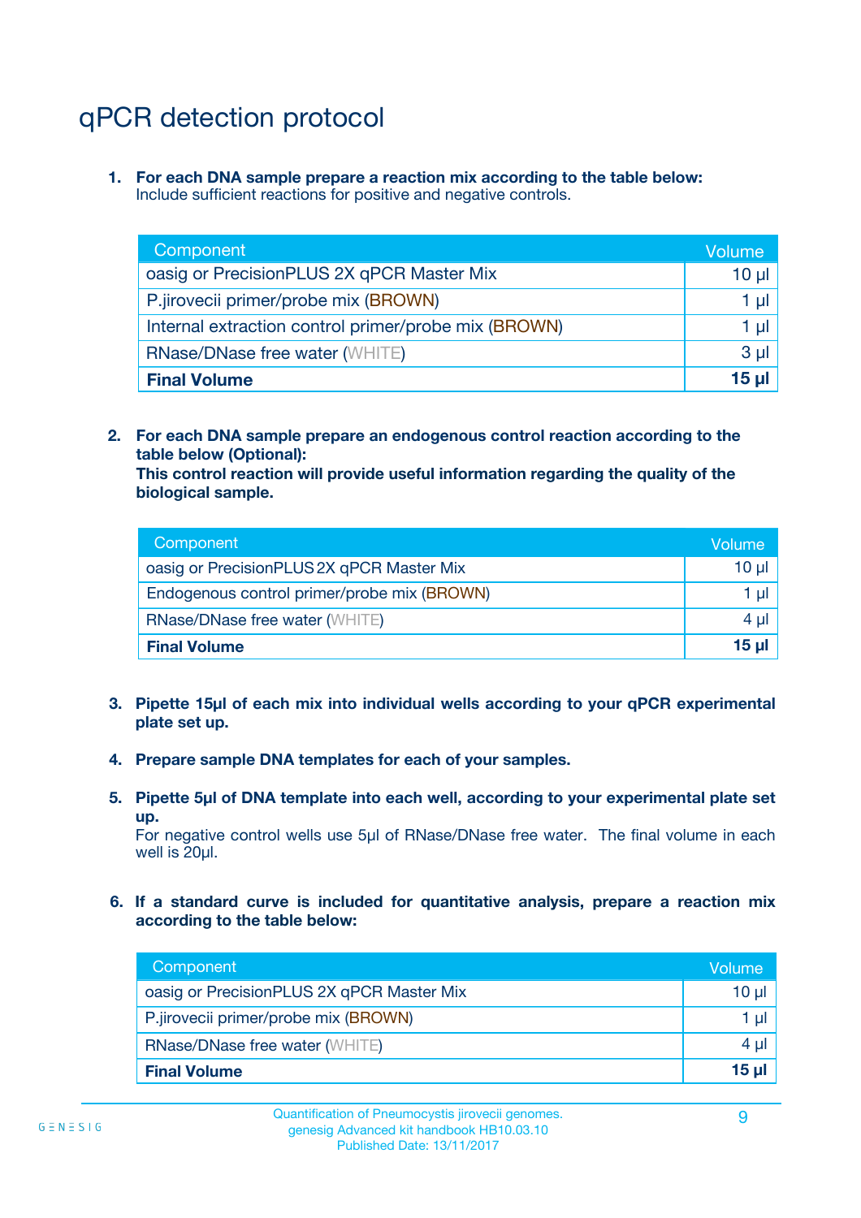# qPCR detection protocol

1. **For each DNA sample prepare a reaction mix according to the table below:**
   Include sufficient reactions for positive and negative controls.

| Component | Volume |
|---|---|
| oasig or PrecisionPLUS 2X qPCR Master Mix | 10 µl |
| P.jirovecii primer/probe mix (BROWN) | 1 µl |
| Internal extraction control primer/probe mix (BROWN) | 1 µl |
| RNase/DNase free water (WHITE) | 3 µl |
| **Final Volume** | **15 µl** |

2. **For each DNA sample prepare an endogenous control reaction according to the table below (Optional):**
   **This control reaction will provide useful information regarding the quality of the biological sample.**

| Component | Volume |
|---|---|
| oasig or PrecisionPLUS 2X qPCR Master Mix | 10 µl |
| Endogenous control primer/probe mix (BROWN) | 1 µl |
| RNase/DNase free water (WHITE) | 4 µl |
| **Final Volume** | **15 µl** |

3. **Pipette 15µl of each mix into individual wells according to your qPCR experimental plate set up.**

4. **Prepare sample DNA templates for each of your samples.**

5. **Pipette 5µl of DNA template into each well, according to your experimental plate set up.**
   For negative control wells use 5µl of RNase/DNase free water. The final volume in each well is 20µl.

6. **If a standard curve is included for quantitative analysis, prepare a reaction mix according to the table below:**

| Component | Volume |
|---|---|
| oasig or PrecisionPLUS 2X qPCR Master Mix | 10 µl |
| P.jirovecii primer/probe mix (BROWN) | 1 µl |
| RNase/DNase free water (WHITE) | 4 µl |
| **Final Volume** | **15 µl** |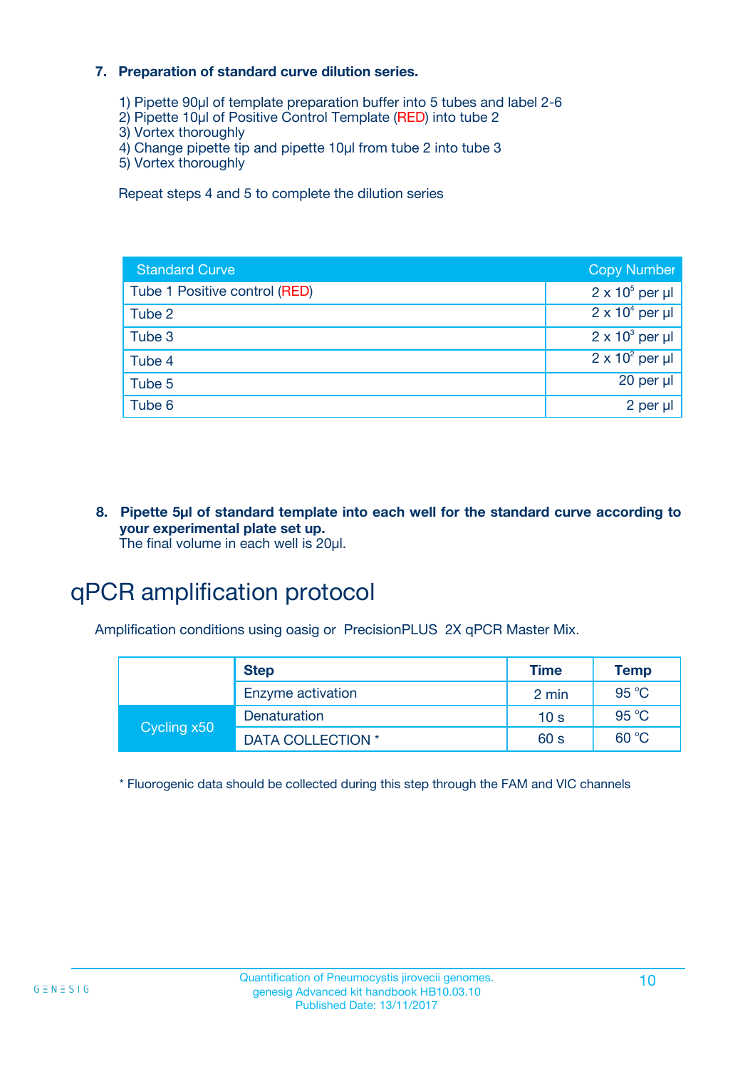## 7. Preparation of standard curve dilution series.

1) Pipette 90µl of template preparation buffer into 5 tubes and label 2-6
2) Pipette 10µl of Positive Control Template (RED) into tube 2
3) Vortex thoroughly
4) Change pipette tip and pipette 10µl from tube 2 into tube 3
5) Vortex thoroughly

Repeat steps 4 and 5 to complete the dilution series

| Standard Curve | Copy Number |
| --- | --- |
| Tube 1 Positive control (RED) | $2 \times 10^5$ per µl |
| Tube 2 | $2 \times 10^4$ per µl |
| Tube 3 | $2 \times 10^3$ per µl |
| Tube 4 | $2 \times 10^2$ per µl |
| Tube 5 | 20 per µl |
| Tube 6 | 2 per µl |

## 8. Pipette 5µl of standard template into each well for the standard curve according to your experimental plate set up.

The final volume in each well is 20µl.

# qPCR amplification protocol

Amplification conditions using oasig or PrecisionPLUS 2X qPCR Master Mix.

| | Step | Time | Temp |
| --- | --- | --- | --- |
| | Enzyme activation | 2 min | 95 °C |
| Cycling x50 | Denaturation | 10 s | 95 °C |
| | DATA COLLECTION * | 60 s | 60 °C |

* Fluorogenic data should be collected during this step through the FAM and VIC channels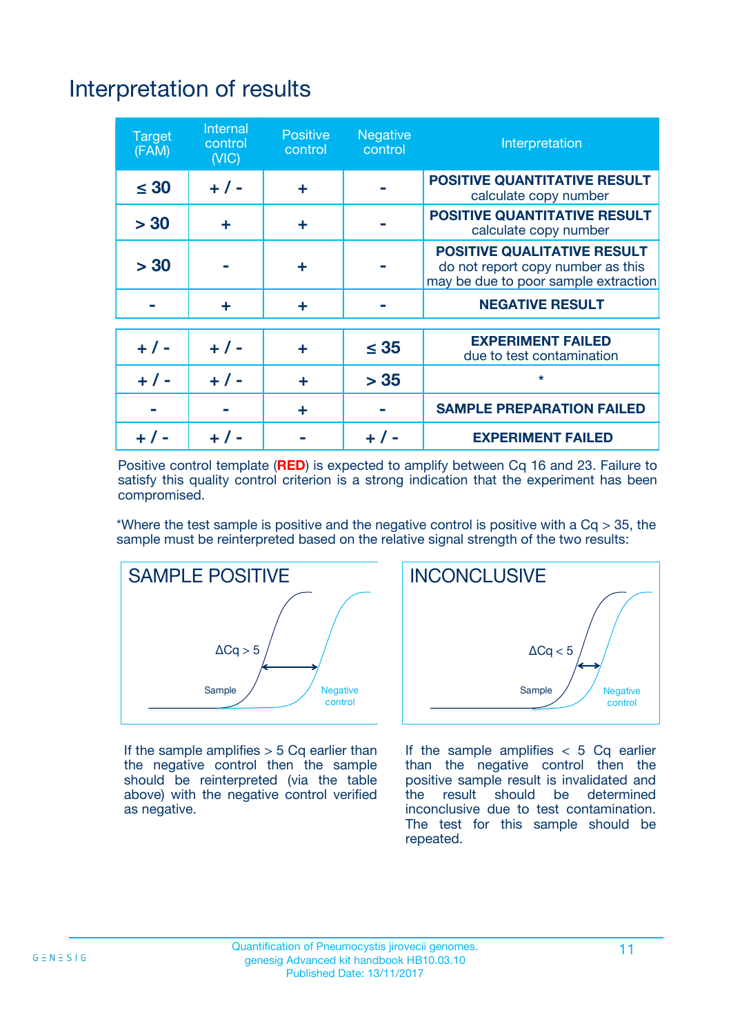# Interpretation of results

| Target (FAM) | Internal control (VIC) | Positive control | Negative control | Interpretation |
|---|---|---|---|---|
| ≤ 30 | + / - | + | - | **POSITIVE QUANTITATIVE RESULT** calculate copy number |
| > 30 | + | + | - | **POSITIVE QUANTITATIVE RESULT** calculate copy number |
| > 30 | - | + | - | **POSITIVE QUALITATIVE RESULT** do not report copy number as this may be due to poor sample extraction |
| - | + | + | - | **NEGATIVE RESULT** |
| + / - | + / - | + | ≤ 35 | **EXPERIMENT FAILED** due to test contamination |
| + / - | + / - | + | > 35 | * |
| - | - | + | - | **SAMPLE PREPARATION FAILED** |
| + / - | + / - | - | + / - | **EXPERIMENT FAILED** |

Positive control template (**RED**) is expected to amplify between Cq 16 and 23. Failure to satisfy this quality control criterion is a strong indication that the experiment has been compromised.

*Where the test sample is positive and the negative control is positive with a Cq > 35, the sample must be reinterpreted based on the relative signal strength of the two results:

**SAMPLE POSITIVE**

ΔCq > 5

Sample — Negative control

If the sample amplifies > 5 Cq earlier than the negative control then the sample should be reinterpreted (via the table above) with the negative control verified as negative.

**INCONCLUSIVE**

ΔCq < 5

Sample — Negative control

If the sample amplifies < 5 Cq earlier than the negative control then the positive sample result is invalidated and the result should be determined inconclusive due to test contamination. The test for this sample should be repeated.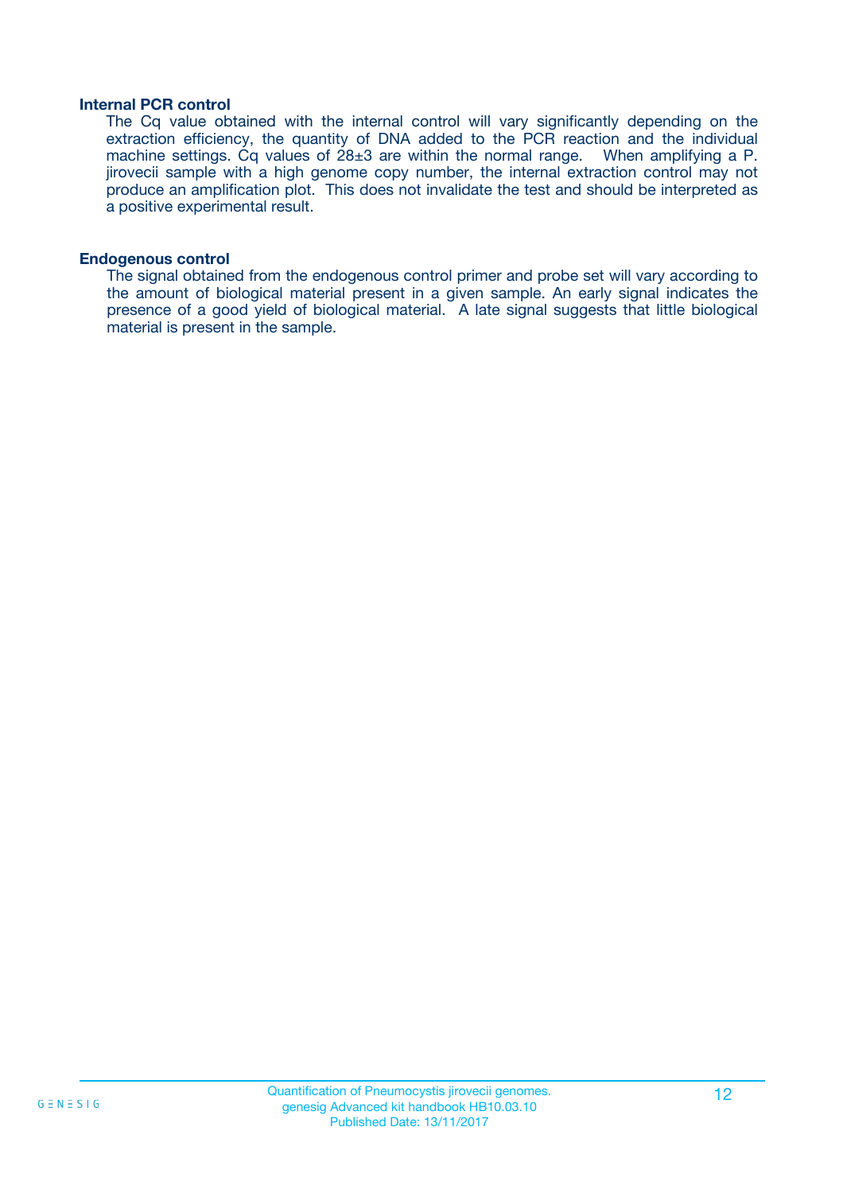### Internal PCR control

The Cq value obtained with the internal control will vary significantly depending on the extraction efficiency, the quantity of DNA added to the PCR reaction and the individual machine settings. Cq values of $28 \pm 3$ are within the normal range. When amplifying a P. jirovecii sample with a high genome copy number, the internal extraction control may not produce an amplification plot. This does not invalidate the test and should be interpreted as a positive experimental result.

### Endogenous control

The signal obtained from the endogenous control primer and probe set will vary according to the amount of biological material present in a given sample. An early signal indicates the presence of a good yield of biological material. A late signal suggests that little biological material is present in the sample.